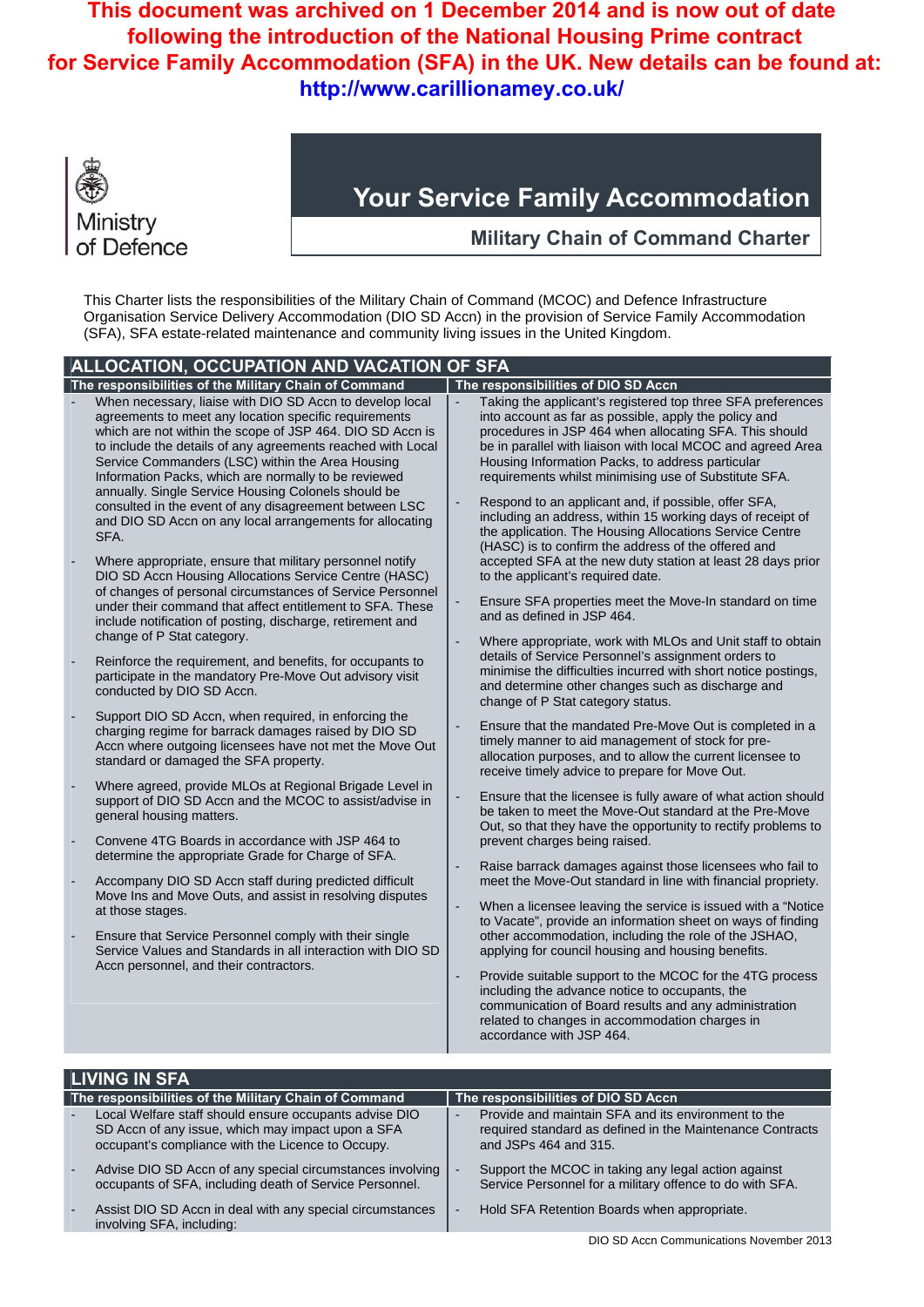**This document was archived on 1 December 2014 and is now out of date following the introduction of the National Housing Prime contract for Service Family Accommodation (SFA) in the UK. New details can be found at: http://www.carillionamey.co.uk/**

Ministry of Defence

# Your Service Family Accommodation

## Military Chain of Command Charter

This Charter lists the responsibilities of the Military Chain of Command (MCOC) and Defence Infrastructure Organisation Service Delivery Accommodation (DIO SD Accn) in the provision of Service Family Accommodation (SFA), SFA estate-related maintenance and community living issues in the United Kingdom.

## ALLOCATION, OCCUPATION AND VACATION OF SFA

### The responsibilities of the Military Chain of Command

- When necessary, liaise with DIO SD Accn to develop local agreements to address any location specific requirements which are not within the scope of JSP 464. DIO SD Accn is to include the details of any agreements reached with Local Service Commanders (LSC) within the Area Housing Information Packs, which are normally to be reviewed annually. Single Service Housing Colonels should be consulted in the event of any disagreement between LSC and DIO SD Accn on any local arrangements for allocating SFA.
- Where appropriate, ensure that military personnel notify DIO SD Accn Housing Allocations Service Centre (HASC) of changes of personal circumstances of Service Personnel under their command that affect entitlement to SFA. These include notification of posting, discharge, retirement and change of P Stat category.
- Reinforce the requirement, and benefits, for occupants to participate in the mandatory Pre-Move Out advisory visit conducted by DIO SD Accn.
- Support DIO SD Accn, when required, in enforcing the charging regime for barrack damages raised by DIO SD Accn where outgoing licensees have not met the Move Out standard or damaged the SFA property.
- Where agreed, provide MLOs at Regional Brigade Level in support of DIO SD Accn and the MCOC to assist/advise in general housing matters.
- Convene 4TG Boards in accordance with JSP 464 to determine the appropriate Grade for Charge of SFA.
- Accompany DIO SD Accn staff during predicted difficult Move Ins and Move Outs, and assist in resolving disputes at those stages.
- Ensure that Service Personnel comply with their single Service Values and Standards in all interaction with DIO SD Accn personnel, and their contractors.

### The responsibilities of DIO SD Accn

- Taking the applicant's registered top three SFA preferences into account as far as possible, apply the policy and procedures in JSP 464 when allocating SFA. This should be in parallel with liaison with local MCOC and agreed Area Housing Information Packs, to address particular requirements whilst minimising use of Substitute SFA.
- Respond to an applicant and, if possible, offer SFA, including an address, within 15 working days of receipt of the application. The Housing Allocations Service Centre (HASC) is to confirm the address of the offered and accepted SFA at the new duty station at least 28 days prior to the applicant's required date.
- Ensure SFA properties meet the Move-In standard on time and as defined in JSP 464.
- Where appropriate, work with MLOs and Unit staff to obtain details of Service Personnel's assignment orders to minimise the difficulties incurred with short notice postings, and determine other changes such as discharge and change of P Stat category status.
- Ensure that the mandated Pre-Move Out is completed in a timely manner to aid management of stock for pre-allocation purposes, and to allow the current licensee to receive timely advice to prepare for Move Out.
- Ensure that the licensee is fully aware of what action should be taken to meet the Move-Out standard at the Pre-Move Out, so that they have the opportunity to rectify problems to prevent charges being raised.
- Raise barrack damages against those licensees who fail to meet the Move-Out standard in line with financial propriety.
- When a licensee leaving the service is issued with a "Notice to Vacate", provide an information sheet on ways of finding other accommodation, including the role of the JSHAO, applying for council housing and housing benefits.
- Provide suitable support to the MCOC for the 4TG process including the advance notice to occupants, the communication of Board results and any administration related to changes in accommodation charges in accordance with JSP 464.

## LIVING IN SFA

### The responsibilities of the Military Chain of Command

- Local Welfare staff should ensure occupants advise DIO SD Accn of any issue, which may impact upon a SFA occupant's compliance with the Licence to Occupy.
- Advise DIO SD Accn of any special circumstances involving occupants of SFA, including death of Service Personnel.
- Assist DIO SD Accn in deal with any special circumstances involving SFA, including:

### The responsibilities of DIO SD Accn

- Provide and maintain SFA and its environment to the required standard as defined in the Maintenance Contracts and JSPs 464 and 315.
- Support the MCOC in taking any legal action against Service Personnel for a military offence to do with SFA.
- Hold SFA Retention Boards when appropriate.

DIO SD Accn Communications November 2013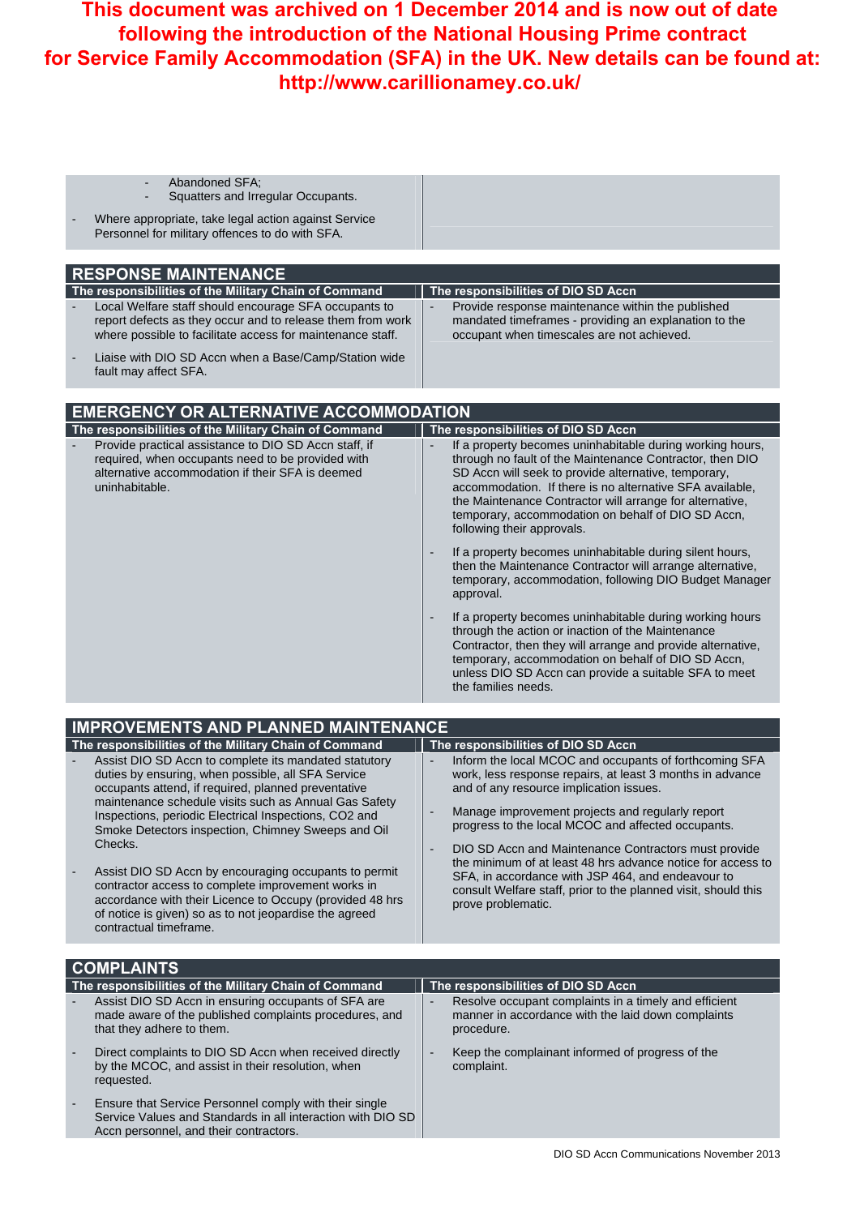**This document was archived on 1 December 2014 and is now out of date following the introduction of the National Housing Prime contract for Service Family Accommodation (SFA) in the UK. New details can be found at: http://www.carillionamey.co.uk/**

- Abandoned SFA;
- Squatters and Irregular Occupants.

- Where appropriate, take legal action against Service Personnel for military offences to do with SFA.

## RESPONSE MAINTENANCE

| The responsibilities of the Military Chain of Command | The responsibilities of DIO SD Accn |
|---|---|
| - Local Welfare staff should encourage SFA occupants to report defects as they occur and to release them from work where possible to facilitate access for maintenance staff.<br><br>- Liaise with DIO SD Accn when a Base/Camp/Station wide fault may affect SFA. | - Provide response maintenance within the published mandated timeframes - providing an explanation to the occupant when timescales are not achieved. |

## EMERGENCY OR ALTERNATIVE ACCOMMODATION

| The responsibilities of the Military Chain of Command | The responsibilities of DIO SD Accn |
|---|---|
| - Provide practical assistance to DIO SD Accn staff, if required, when occupants need to be provided with alternative accommodation if their SFA is deemed uninhabitable. | - If a property becomes uninhabitable during working hours, through no fault of the Maintenance Contractor, then DIO SD Accn will seek to provide alternative, temporary, accommodation. If there is no alternative SFA available, the Maintenance Contractor will arrange for alternative, temporary, accommodation on behalf of DIO SD Accn, following their approvals.<br><br>- If a property becomes uninhabitable during silent hours, then the Maintenance Contractor will arrange alternative, temporary, accommodation, following DIO Budget Manager approval.<br><br>- If a property becomes uninhabitable during working hours through the action or inaction of the Maintenance Contractor, then they will arrange and provide alternative, temporary, accommodation on behalf of DIO SD Accn, unless DIO SD Accn can provide a suitable SFA to meet the families needs. |

## IMPROVEMENTS AND PLANNED MAINTENANCE

| The responsibilities of the Military Chain of Command | The responsibilities of DIO SD Accn |
|---|---|
| - Assist DIO SD Accn to complete its mandated statutory duties by ensuring, when possible, all SFA Service occupants attend, if required, planned preventative maintenance schedule visits such as Annual Gas Safety Inspections, periodic Electrical Inspections, CO2 and Smoke Detectors inspection, Chimney Sweeps and Oil Checks.<br><br>- Assist DIO SD Accn by encouraging occupants to permit contractor access to complete improvement works in accordance with their Licence to Occupy (provided 48 hrs of notice is given) so as to not jeopardise the agreed contractual timeframe. | - Inform the local MCOC and occupants of forthcoming SFA work, less response repairs, at least 3 months in advance and of any resource implication issues.<br><br>- Manage improvement projects and regularly report progress to the local MCOC and affected occupants.<br><br>- DIO SD Accn and Maintenance Contractors must provide the minimum of at least 48 hrs advance notice for access to SFA, in accordance with JSP 464, and endeavour to consult Welfare staff, prior to the planned visit, should this prove problematic. |

## COMPLAINTS

| The responsibilities of the Military Chain of Command | The responsibilities of DIO SD Accn |
|---|---|
| - Assist DIO SD Accn in ensuring occupants of SFA are made aware of the published complaints procedures, and that they adhere to them.<br><br>- Direct complaints to DIO SD Accn when received directly by the MCOC, and assist in their resolution, when requested.<br><br>- Ensure that Service Personnel comply with their single Service Values and Standards in all interaction with DIO SD Accn personnel, and their contractors. | - Resolve occupant complaints in a timely and efficient manner in accordance with the laid down complaints procedure.<br><br>- Keep the complainant informed of progress of the complaint. |

DIO SD Accn Communications November 2013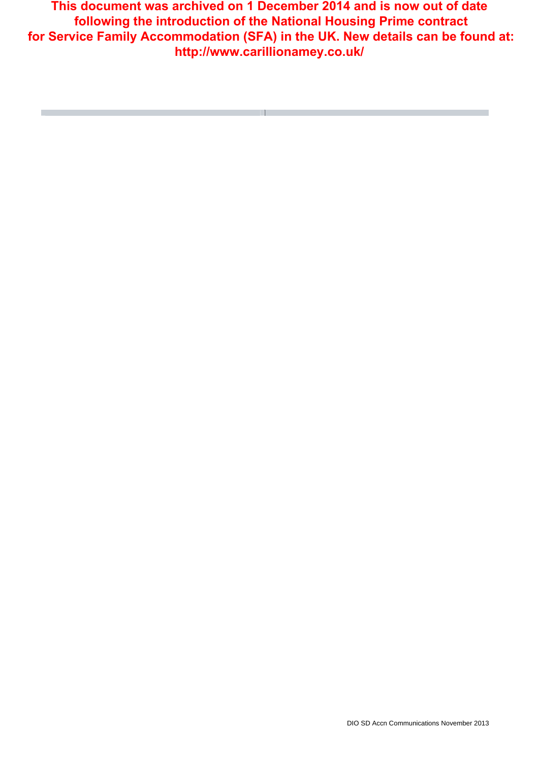**This document was archived on 1 December 2014 and is now out of date following the introduction of the National Housing Prime contract for Service Family Accommodation (SFA) in the UK. New details can be found at: http://www.carillionamey.co.uk/**

DIO SD Accn Communications November 2013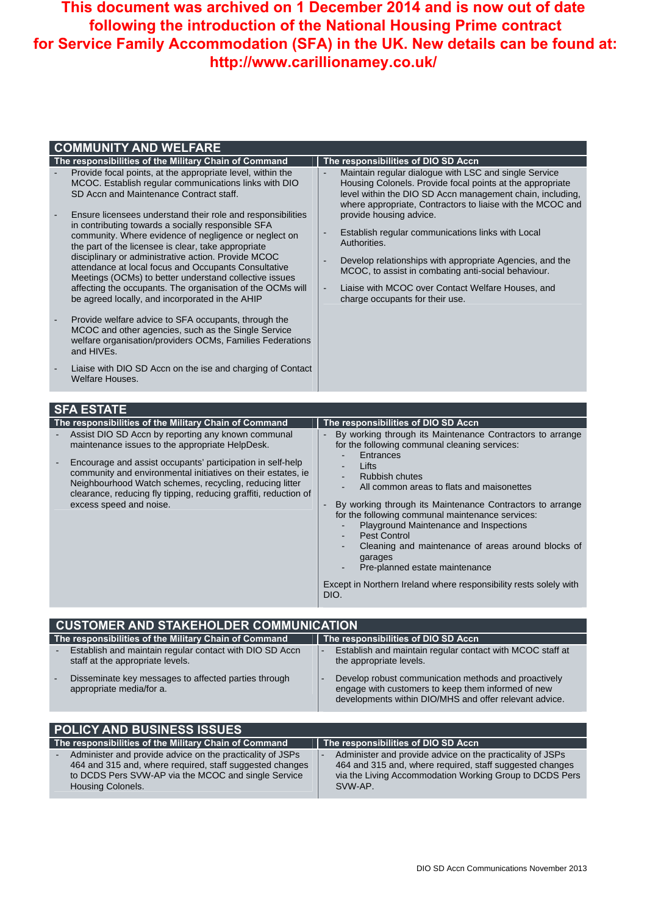**This document was archived on 1 December 2014 and is now out of date following the introduction of the National Housing Prime contract for Service Family Accommodation (SFA) in the UK. New details can be found at: http://www.carillionamey.co.uk/**

## COMMUNITY AND WELFARE

| The responsibilities of the Military Chain of Command | The responsibilities of DIO SD Accn |
|---|---|
| - Provide focal points, at the appropriate level, within the MCOC. Establish regular communications links with DIO SD Accn and Maintenance Contract staff.<br><br>- Ensure licensees understand their role and responsibilities in contributing towards a socially responsible SFA community. Where evidence of negligence or neglect on the part of the licensee is clear, take appropriate disciplinary or administrative action. Provide MCOC attendance at local focus and Occupants Consultative Meetings (OCMs) to better understand collective issues affecting the occupants. The organisation of the OCMs will be agreed locally, and incorporated in the AHIP<br><br>- Provide welfare advice to SFA occupants, through the MCOC and other agencies, such as the Single Service welfare organisation/providers OCMs, Families Federations and HIVEs.<br><br>- Liaise with DIO SD Accn on the ise and charging of Contact Welfare Houses. | - Maintain regular dialogue with LSC and single Service Housing Colonels. Provide focal points at the appropriate level within the DIO SD Accn management chain, including, where appropriate, Contractors to liaise with the MCOC and provide housing advice.<br><br>- Establish regular communications links with Local Authorities.<br><br>- Develop relationships with appropriate Agencies, and the MCOC, to assist in combating anti-social behaviour.<br><br>- Liaise with MCOC over Contact Welfare Houses, and charge occupants for their use. |

## SFA ESTATE

| The responsibilities of the Military Chain of Command | The responsibilities of DIO SD Accn |
|---|---|
| - Assist DIO SD Accn by reporting any known communal maintenance issues to the appropriate HelpDesk.<br><br>- Encourage and assist occupants' participation in self-help community and environmental initiatives on their estates, ie Neighbourhood Watch schemes, recycling, reducing litter clearance, reducing fly tipping, reducing graffiti, reduction of excess speed and noise. | - By working through its Maintenance Contractors to arrange for the following communal cleaning services:<br>&nbsp;&nbsp;- Entrances<br>&nbsp;&nbsp;- Lifts<br>&nbsp;&nbsp;- Rubbish chutes<br>&nbsp;&nbsp;- All common areas to flats and maisonettes<br><br>- By working through its Maintenance Contractors to arrange for the following communal maintenance services:<br>&nbsp;&nbsp;- Playground Maintenance and Inspections<br>&nbsp;&nbsp;- Pest Control<br>&nbsp;&nbsp;- Cleaning and maintenance of areas around blocks of garages<br>&nbsp;&nbsp;- Pre-planned estate maintenance<br><br>Except in Northern Ireland where responsibility rests solely with DIO. |

## CUSTOMER AND STAKEHOLDER COMMUNICATION

| The responsibilities of the Military Chain of Command | The responsibilities of DIO SD Accn |
|---|---|
| - Establish and maintain regular contact with DIO SD Accn staff at the appropriate levels.<br><br>- Disseminate key messages to affected parties through appropriate media/for a. | - Establish and maintain regular contact with MCOC staff at the appropriate levels.<br><br>- Develop robust communication methods and proactively engage with customers to keep them informed of new developments within DIO/MHS and offer relevant advice. |

## POLICY AND BUSINESS ISSUES

| The responsibilities of the Military Chain of Command | The responsibilities of DIO SD Accn |
|---|---|
| - Administer and provide advice on the practicality of JSPs 464 and 315 and, where required, staff suggested changes to DCDS Pers SVW-AP via the MCOC and single Service Housing Colonels. | - Administer and provide advice on the practicality of JSPs 464 and 315 and, where required, staff suggested changes via the Living Accommodation Working Group to DCDS Pers SVW-AP. |

DIO SD Accn Communications November 2013